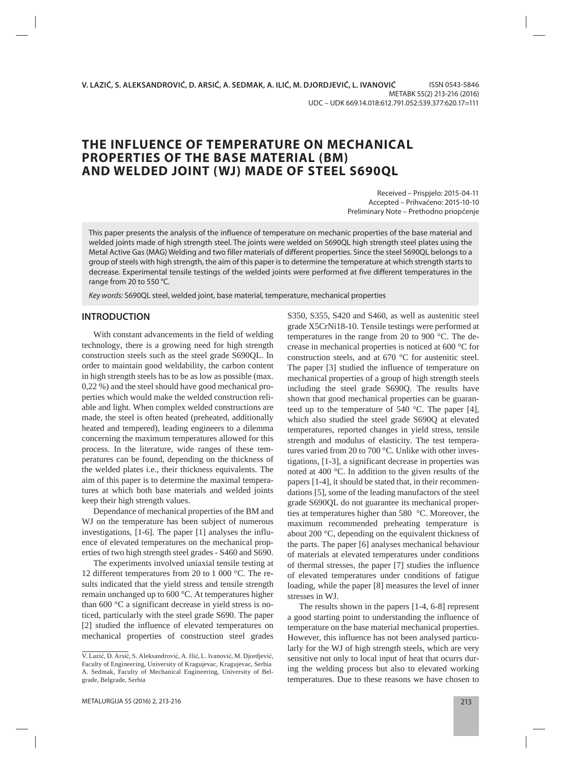**V. LAZIĆ, S. ALEKSANDROVIĆ, D. ARSIĆ, A. SEDMAK, A. ILIĆ, M. DJORDJEVIĆ, L. IVANOVIĆ**

ISSN 0543-5846
METABK 55(2) 213-216 (2016)
UDC – UDK 669.14.018:612.791.052:539.377:620.17=111

# THE INFLUENCE OF TEMPERATURE ON MECHANICAL PROPERTIES OF THE BASE MATERIAL (BM) AND WELDED JOINT (WJ) MADE OF STEEL S690QL

Received – Prispjelo: 2015-04-11
Accepted – Prihvaćeno: 2015-10-10
Preliminary Note – Prethodno priopćenje

This paper presents the analysis of the influence of temperature on mechanic properties of the base material and welded joints made of high strength steel. The joints were welded on S690QL high strength steel plates using the Metal Active Gas (MAG) Welding and two filler materials of different properties. Since the steel S690QL belongs to a group of steels with high strength, the aim of this paper is to determine the temperature at which strength starts to decrease. Experimental tensile testings of the welded joints were performed at five different temperatures in the range from 20 to 550 °C.

*Key words:* S690QL steel, welded joint, base material, temperature, mechanical properties

## INTRODUCTION

With constant advancements in the field of welding technology, there is a growing need for high strength construction steels such as the steel grade S690QL. In order to maintain good weldability, the carbon content in high strength steels has to be as low as possible (max. 0,22 %) and the steel should have good mechanical properties which would make the welded construction reliable and light. When complex welded constructions are made, the steel is often heated (preheated, additionally heated and tempered), leading engineers to a dilemma concerning the maximum temperatures allowed for this process. In the literature, wide ranges of these temperatures can be found, depending on the thickness of the welded plates i.e., their thickness equivalents. The aim of this paper is to determine the maximal temperatures at which both base materials and welded joints keep their high strength values.

Dependance of mechanical properties of the BM and WJ on the temperature has been subject of numerous investigations, [1-6]. The paper [1] analyses the influence of elevated temperatures on the mechanical properties of two high strength steel grades - S460 and S690.

The experiments involved uniaxial tensile testing at 12 different temperatures from 20 to 1 000 °C. The results indicated that the yield stress and tensile strength remain unchanged up to 600 °C. At temperatures higher than 600 °C a significant decrease in yield stress is noticed, particularly with the steel grade S690. The paper [2] studied the influence of elevated temperatures on mechanical properties of construction steel grades S350, S355, S420 and S460, as well as austenitic steel grade X5CrNi18-10. Tensile testings were performed at temperatures in the range from 20 to 900 °C. The decrease in mechanical properties is noticed at 600 °C for construction steels, and at 670 °C for austenitic steel. The paper [3] studied the influence of temperature on mechanical properties of a group of high strength steels including the steel grade S690Q. The results have shown that good mechanical properties can be guaranteed up to the temperature of 540 °C. The paper [4], which also studied the steel grade S690Q at elevated temperatures, reported changes in yield stress, tensile strength and modulus of elasticity. The test temperatures varied from 20 to 700 °C. Unlike with other investigations, [1-3], a significant decrease in properties was noted at 400 °C. In addition to the given results of the papers [1-4], it should be stated that, in their recommendations [5], some of the leading manufactors of the steel grade S690QL do not guarantee its mechanical properties at temperatures higher than 580 °C. Moreover, the maximum recommended preheating temperature is about 200 °C, depending on the equivalent thickness of the parts. The paper [6] analyses mechanical behaviour of materials at elevated temperatures under conditions of thermal stresses, the paper [7] studies the influence of elevated temperatures under conditions of fatigue loading, while the paper [8] measures the level of inner stresses in WJ.

The results shown in the papers [1-4, 6-8] represent a good starting point to understanding the influence of temperature on the base material mechanical properties. However, this influence has not been analysed particularly for the WJ of high strength steels, which are very sensitive not only to local input of heat that ocurrs during the welding process but also to elevated working temperatures. Due to these reasons we have chosen to

V. Lazić, D. Arsić, S. Aleksandrović, A. Ilić, L. Ivanović, M. Djordjević, Faculty of Engineering, University of Kragujevac, Kragujevac, Serbia
A. Sedmak, Faculty of Mechanical Engineering, University of Belgrade, Belgrade, Serbia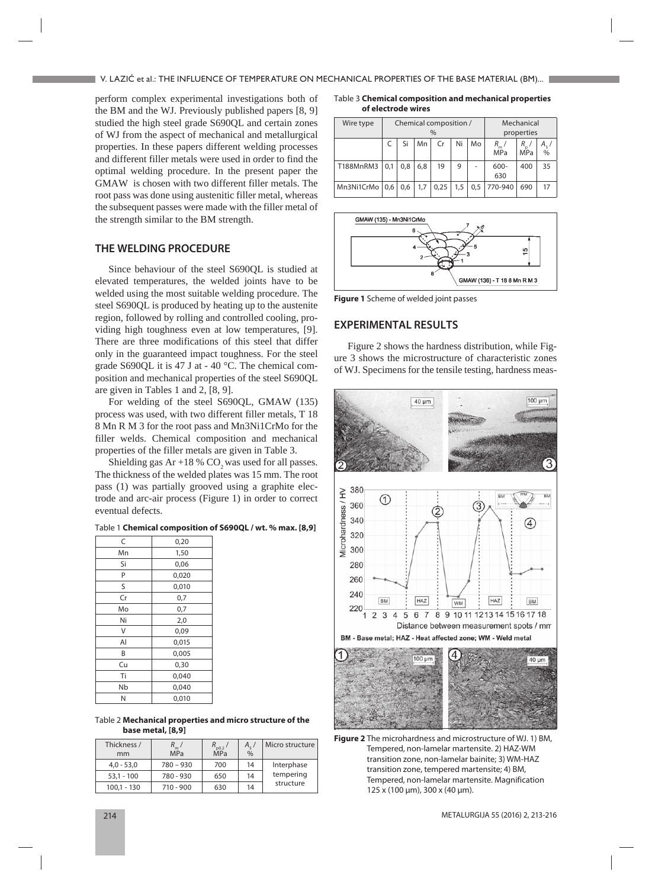perform complex experimental investigations both of the BM and the WJ. Previously published papers [8, 9] studied the high steel grade S690QL and certain zones of WJ from the aspect of mechanical and metallurgical properties. In these papers different welding processes and different filler metals were used in order to find the optimal welding procedure. In the present paper the GMAW is chosen with two different filler metals. The root pass was done using austenitic filler metal, whereas the subsequent passes were made with the filler metal of the strength similar to the BM strength.

## THE WELDING PROCEDURE

Since behaviour of the steel S690QL is studied at elevated temperatures, the welded joints have to be welded using the most suitable welding procedure. The steel S690QL is produced by heating up to the austenite region, followed by rolling and controlled cooling, providing high toughness even at low temperatures, [9]. There are three modifications of this steel that differ only in the guaranteed impact toughness. For the steel grade S690QL it is 47 J at - 40 °C. The chemical composition and mechanical properties of the steel S690QL are given in Tables 1 and 2, [8, 9].

For welding of the steel S690QL, GMAW (135) process was used, with two different filler metals, T 18 8 Mn R M 3 for the root pass and Mn3Ni1CrMo for the filler welds. Chemical composition and mechanical properties of the filler metals are given in Table 3.

Shielding gas Ar +18 % $CO_2$ was used for all passes. The thickness of the welded plates was 15 mm. The root pass (1) was partially grooved using a graphite electrode and arc-air process (Figure 1) in order to correct eventual defects.

Table 1 **Chemical composition of S690QL / wt. % max. [8,9]**

| | |
|---|---|
| C | 0,20 |
| Mn | 1,50 |
| Si | 0,06 |
| P | 0,020 |
| S | 0,010 |
| Cr | 0,7 |
| Mo | 0,7 |
| Ni | 2,0 |
| V | 0,09 |
| Al | 0,015 |
| B | 0,005 |
| Cu | 0,30 |
| Ti | 0,040 |
| Nb | 0,040 |
| N | 0,010 |

Table 2 **Mechanical properties and micro structure of the base metal, [8,9]**

| Thickness / mm | $R_m$ / MPa | $R_{p0.2}$ / MPa | $A_5$ / % | Micro structure |
|---|---|---|---|---|
| 4,0 - 53,0 | 780 – 930 | 700 | 14 | Interphase tempering structure |
| 53,1 - 100 | 780 - 930 | 650 | 14 | |
| 100,1 - 130 | 710 - 900 | 630 | 14 | |

Table 3 **Chemical composition and mechanical properties of electrode wires**

| Wire type | Chemical composition / % | | | | | | Mechanical properties | | |
|---|---|---|---|---|---|---|---|---|---|
| | C | Si | Mn | Cr | Ni | Mo | $R_m$ / MPa | $R_p$ / MPa | $A_5$ / % |
| T188MnRM3 | 0,1 | 0,8 | 6,8 | 19 | 9 | - | 600-630 | 400 | 35 |
| Mn3Ni1CrMo | 0,6 | 0,6 | 1,7 | 0,25 | 1,5 | 0,5 | 770-940 | 690 | 17 |

**Figure 1** Scheme of welded joint passes

## EXPERIMENTAL RESULTS

Figure 2 shows the hardness distribution, while Figure 3 shows the microstructure of characteristic zones of WJ. Specimens for the tensile testing, hardness meas-

**Figure 2** The microhardness and microstructure of WJ. 1) BM, Tempered, non-lamelar martensite. 2) HAZ-WM transition zone, non-lamelar bainite; 3) WM-HAZ transition zone, tempered martensite; 4) BM, Tempered, non-lamelar martensite. Magnification 125 x (100 μm), 300 x (40 μm).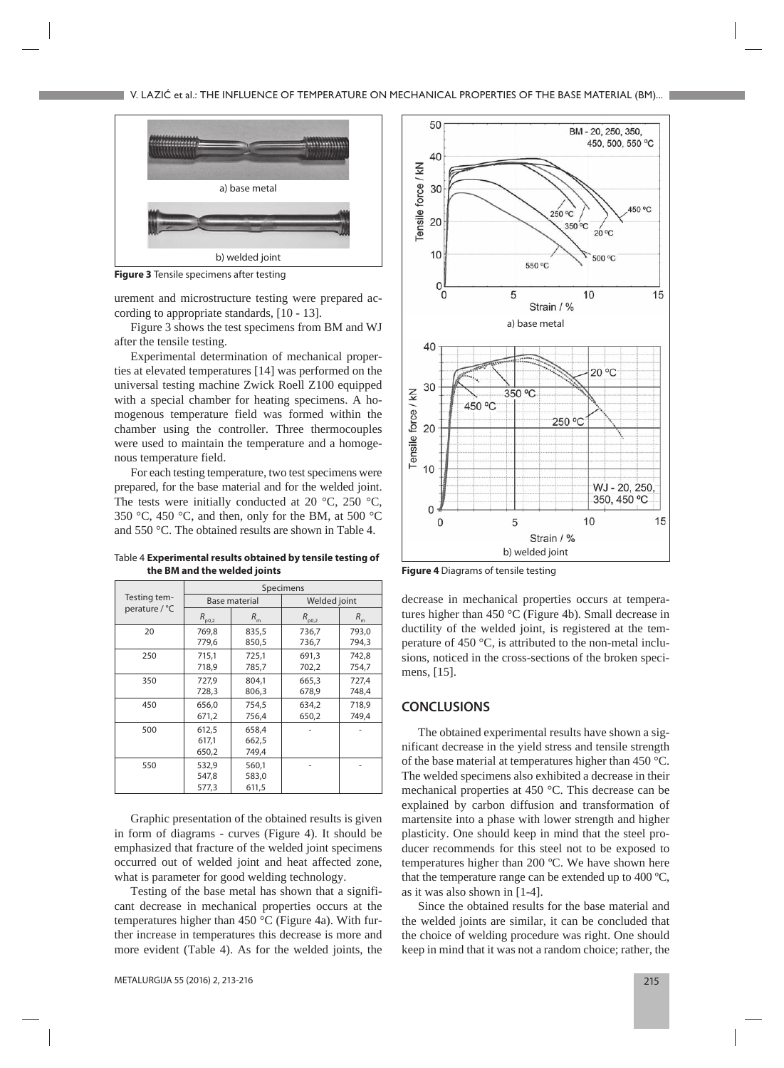a) base metal

b) welded joint

**Figure 3** Tensile specimens after testing

urement and microstructure testing were prepared according to appropriate standards, [10 - 13].

Figure 3 shows the test specimens from BM and WJ after the tensile testing.

Experimental determination of mechanical properties at elevated temperatures [14] was performed on the universal testing machine Zwick Roell Z100 equipped with a special chamber for heating specimens. A homogenous temperature field was formed within the chamber using the controller. Three thermocouples were used to maintain the temperature and a homogenous temperature field.

For each testing temperature, two test specimens were prepared, for the base material and for the welded joint. The tests were initially conducted at 20 °C, 250 °C, 350 °C, 450 °C, and then, only for the BM, at 500 °C and 550 °C. The obtained results are shown in Table 4.

Table 4 **Experimental results obtained by tensile testing of the BM and the welded joints**

| Testing temperature / °C | Specimens | | | |
|---|---|---|---|---|
| | Base material | | Welded joint | |
| | $R_{p0,2}$ | $R_m$ | $R_{p0,2}$ | $R_m$ |
| 20 | 769,8<br>779,6 | 835,5<br>850,5 | 736,7<br>736,7 | 793,0<br>794,3 |
| 250 | 715,1<br>718,9 | 725,1<br>785,7 | 691,3<br>702,2 | 742,8<br>754,7 |
| 350 | 727,9<br>728,3 | 804,1<br>806,3 | 665,3<br>678,9 | 727,4<br>748,4 |
| 450 | 656,0<br>671,2 | 754,5<br>756,4 | 634,2<br>650,2 | 718,9<br>749,4 |
| 500 | 612,5<br>617,1<br>650,2 | 658,4<br>662,5<br>749,4 | - | - |
| 550 | 532,9<br>547,8<br>577,3 | 560,1<br>583,0<br>611,5 | - | - |

Graphic presentation of the obtained results is given in form of diagrams - curves (Figure 4). It should be emphasized that fracture of the welded joint specimens occurred out of welded joint and heat affected zone, what is parameter for good welding technology.

Testing of the base metal has shown that a significant decrease in mechanical properties occurs at the temperatures higher than 450 °C (Figure 4a). With further increase in temperatures this decrease is more and more evident (Table 4). As for the welded joints, the decrease in mechanical properties occurs at temperatures higher than 450 °C (Figure 4b). Small decrease in ductility of the welded joint, is registered at the temperature of 450 °C, is attributed to the non-metal inclusions, noticed in the cross-sections of the broken specimens, [15].

a) base metal

b) welded joint

**Figure 4** Diagrams of tensile testing

## CONCLUSIONS

The obtained experimental results have shown a significant decrease in the yield stress and tensile strength of the base material at temperatures higher than 450 °C. The welded specimens also exhibited a decrease in their mechanical properties at 450 °C. This decrease can be explained by carbon diffusion and transformation of martensite into a phase with lower strength and higher plasticity. One should keep in mind that the steel producer recommends for this steel not to be exposed to temperatures higher than 200 ºC. We have shown here that the temperature range can be extended up to 400 ºC, as it was also shown in [1-4].

Since the obtained results for the base material and the welded joints are similar, it can be concluded that the choice of welding procedure was right. One should keep in mind that it was not a random choice; rather, the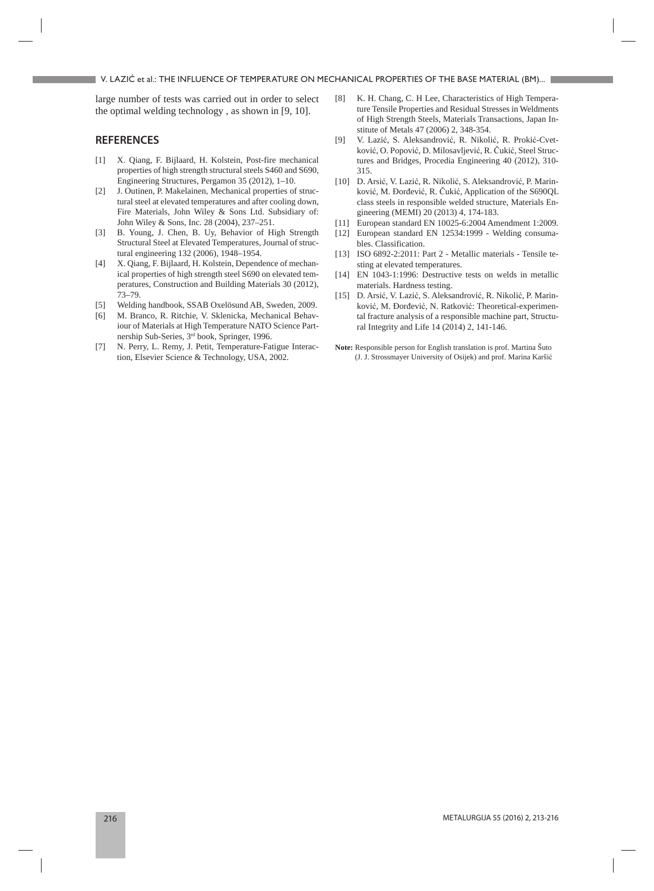large number of tests was carried out in order to select the optimal welding technology , as shown in [9, 10].

## REFERENCES

[1] X. Qiang, F. Bijlaard, H. Kolstein, Post-fire mechanical properties of high strength structural steels S460 and S690, Engineering Structures, Pergamon 35 (2012), 1–10.

[2] J. Outinen, P. Makelainen, Mechanical properties of structural steel at elevated temperatures and after cooling down, Fire Materials, John Wiley & Sons Ltd. Subsidiary of: John Wiley & Sons, Inc. 28 (2004), 237–251.

[3] B. Young, J. Chen, B. Uy, Behavior of High Strength Structural Steel at Elevated Temperatures, Journal of structural engineering 132 (2006), 1948–1954.

[4] X. Qiang, F. Bijlaard, H. Kolstein, Dependence of mechanical properties of high strength steel S690 on elevated temperatures, Construction and Building Materials 30 (2012), 73–79.

[5] Welding handbook, SSAB Oxelösund AB, Sweden, 2009.

[6] M. Branco, R. Ritchie, V. Sklenicka, Mechanical Behaviour of Materials at High Temperature NATO Science Partnership Sub-Series, 3rd book, Springer, 1996.

[7] N. Perry, L. Remy, J. Petit, Temperature-Fatigue Interaction, Elsevier Science & Technology, USA, 2002.

[8] K. H. Chang, C. H Lee, Characteristics of High Temperature Tensile Properties and Residual Stresses in Weldments of High Strength Steels, Materials Transactions, Japan Institute of Metals 47 (2006) 2, 348-354.

[9] V. Lazić, S. Aleksandrović, R. Nikolić, R. Prokić-Cvetković, O. Popović, D. Milosavljević, R. Čukić, Steel Structures and Bridges, Procedia Engineering 40 (2012), 310-315.

[10] D. Arsić, V. Lazić, R. Nikolić, S. Aleksandrović, P. Marinković, M. Đorđević, R. Čukić, Application of the S690QL class steels in responsible welded structure, Materials Engineering (MEMI) 20 (2013) 4, 174-183.

[11] European standard EN 10025-6:2004 Amendment 1:2009.

[12] European standard EN 12534:1999 - Welding consumables. Classification.

[13] ISO 6892-2:2011: Part 2 - Metallic materials - Tensile testing at elevated temperatures.

[14] EN 1043-1:1996: Destructive tests on welds in metallic materials. Hardness testing.

[15] D. Arsić, V. Lazić, S. Aleksandrović, R. Nikolić, P. Marinković, M. Đorđević, N. Ratković: Theoretical-experimental fracture analysis of a responsible machine part, Structural Integrity and Life 14 (2014) 2, 141-146.

**Note:** Responsible person for English translation is prof. Martina Šuto (J. J. Strossmayer University of Osijek) and prof. Marina Karšić